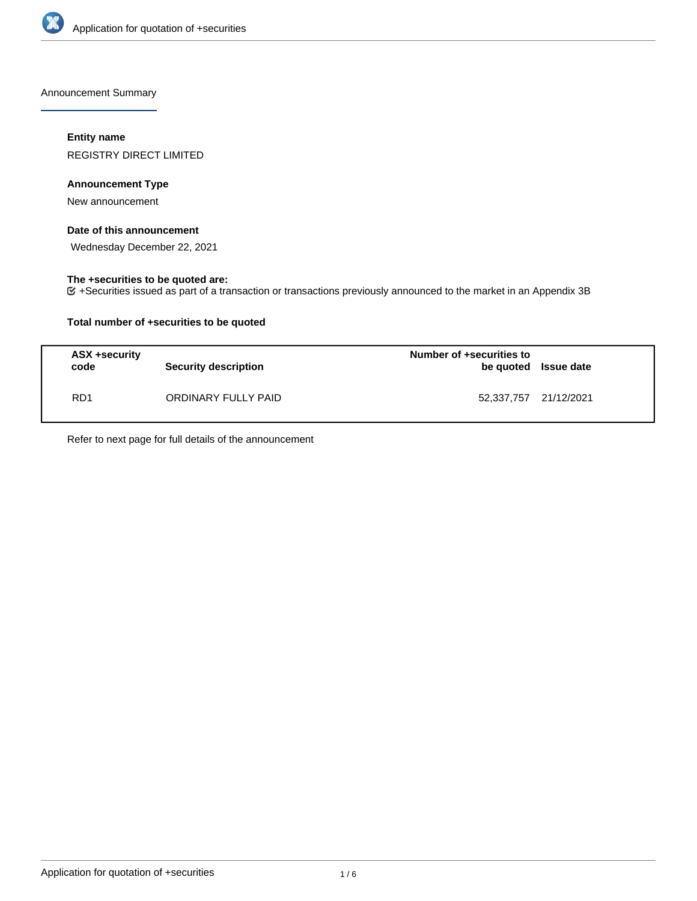Announcement Summary

**Entity name**

REGISTRY DIRECT LIMITED

**Announcement Type**

New announcement

**Date of this announcement**

Wednesday December 22, 2021

**The +securities to be quoted are:**

+Securities issued as part of a transaction or transactions previously announced to the market in an Appendix 3B

**Total number of +securities to be quoted**

| ASX +security code | Security description | Number of +securities to be quoted | Issue date |
|---|---|---|---|
| RD1 | ORDINARY FULLY PAID | 52,337,757 | 21/12/2021 |

Refer to next page for full details of the announcement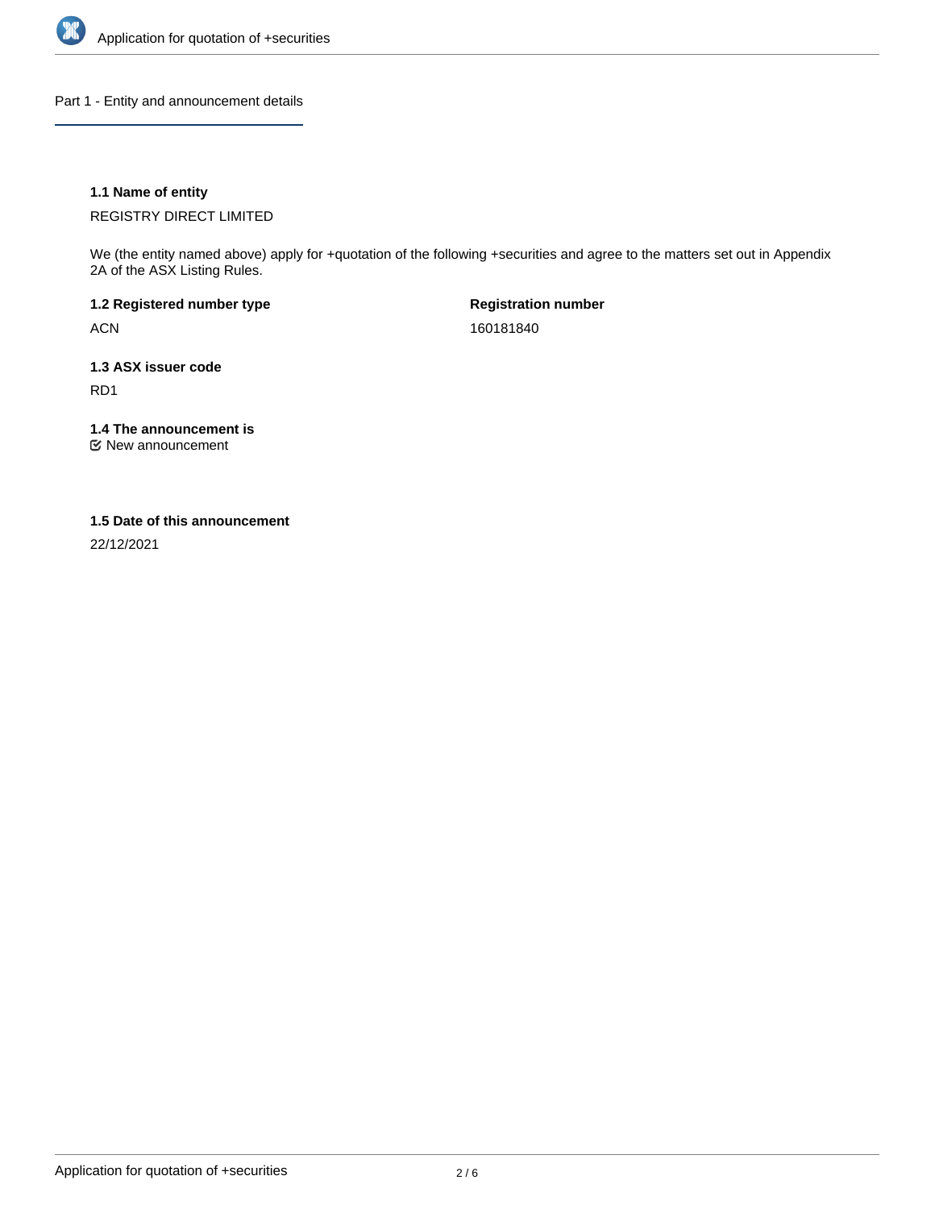## Part 1 - Entity and announcement details

**1.1 Name of entity**

REGISTRY DIRECT LIMITED

We (the entity named above) apply for +quotation of the following +securities and agree to the matters set out in Appendix 2A of the ASX Listing Rules.

| **1.2 Registered number type** | **Registration number** |
| --- | --- |
| ACN | 160181840 |

**1.3 ASX issuer code**

RD1

**1.4 The announcement is**

☑ New announcement

**1.5 Date of this announcement**

22/12/2021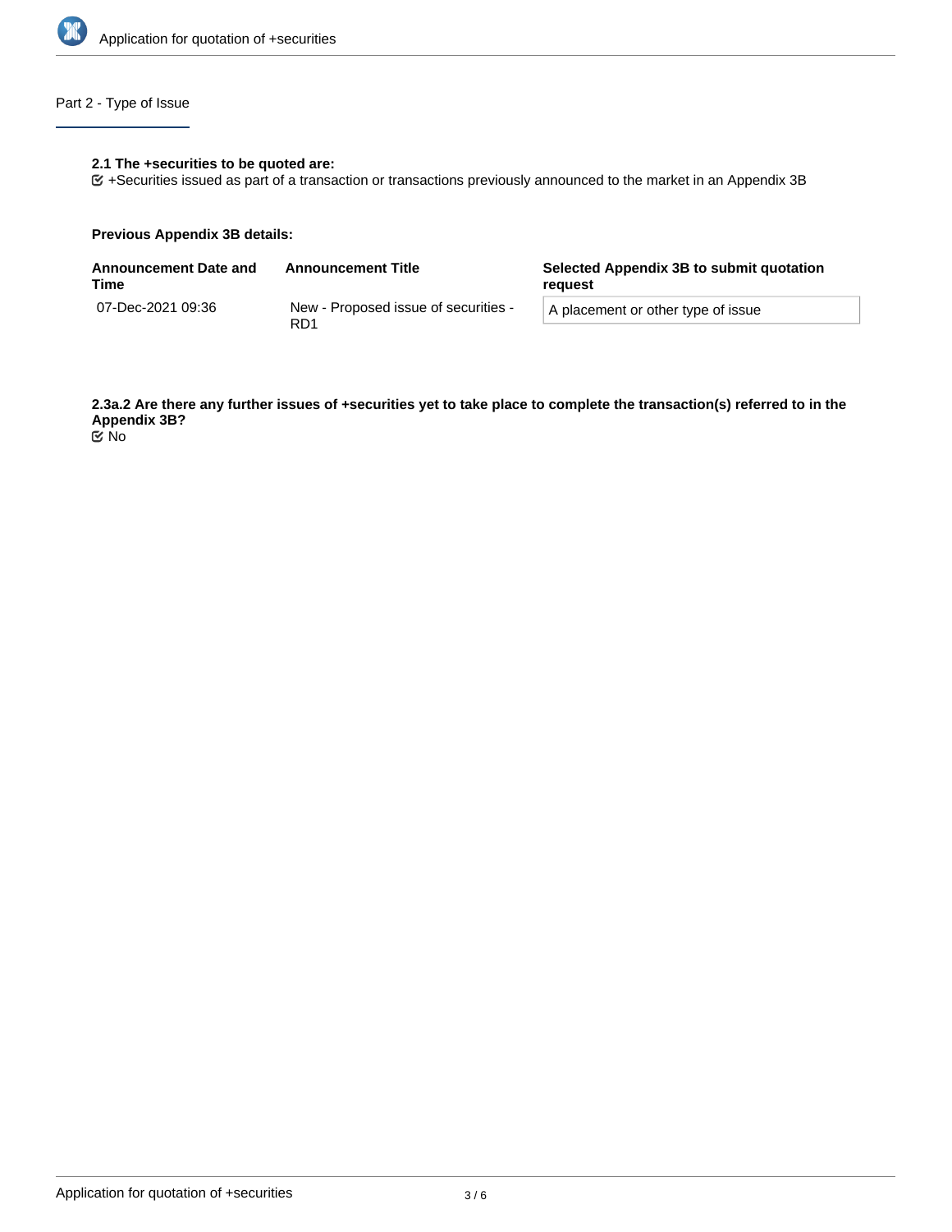## Part 2 - Type of Issue

**2.1 The +securities to be quoted are:**

+Securities issued as part of a transaction or transactions previously announced to the market in an Appendix 3B

**Previous Appendix 3B details:**

| Announcement Date and Time | Announcement Title | Selected Appendix 3B to submit quotation request |
|---|---|---|
| 07-Dec-2021 09:36 | New - Proposed issue of securities - RD1 | A placement or other type of issue |

**2.3a.2 Are there any further issues of +securities yet to take place to complete the transaction(s) referred to in the Appendix 3B?**

No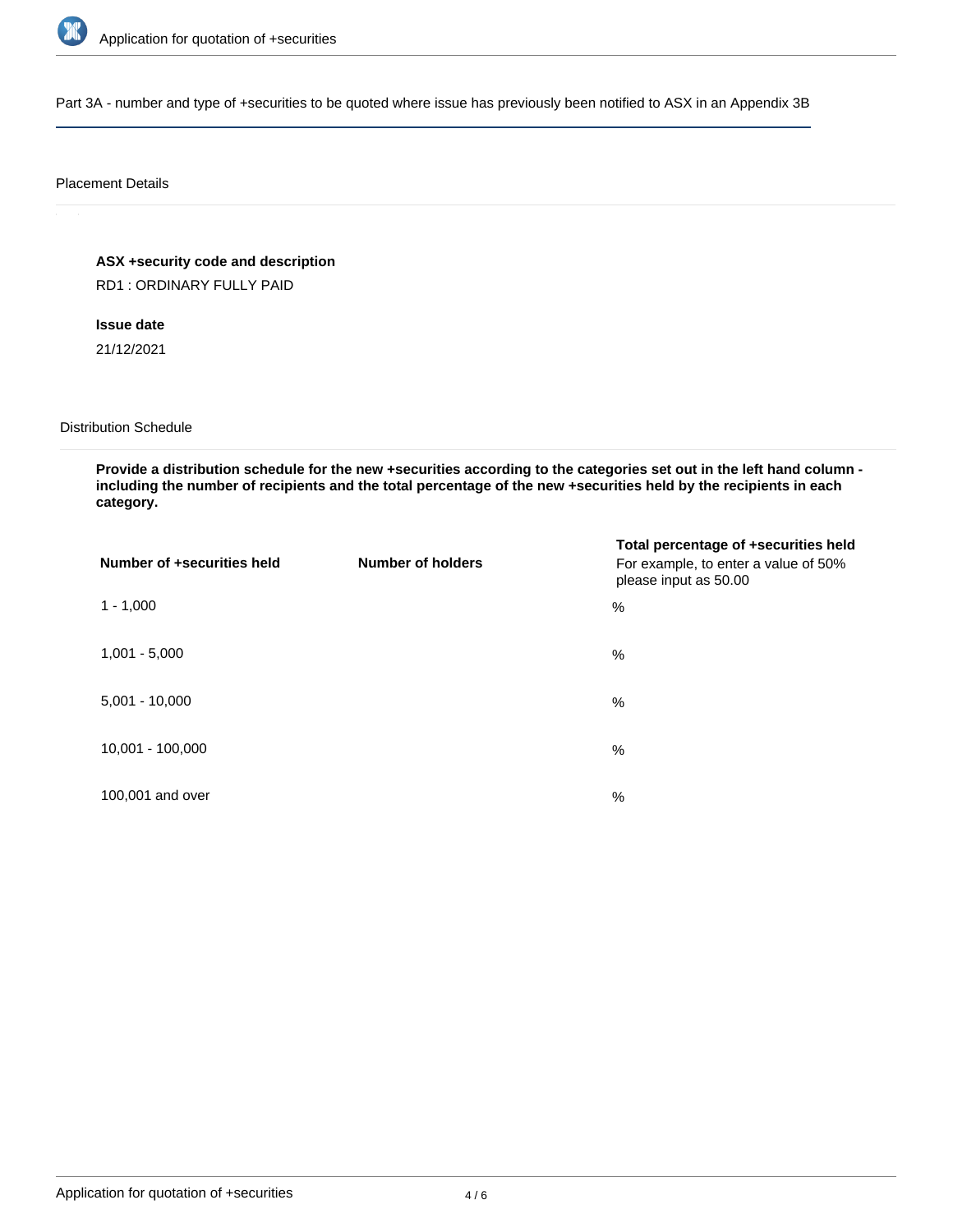## Part 3A - number and type of +securities to be quoted where issue has previously been notified to ASX in an Appendix 3B

### Placement Details

**ASX +security code and description**

RD1 : ORDINARY FULLY PAID

**Issue date**

21/12/2021

### Distribution Schedule

**Provide a distribution schedule for the new +securities according to the categories set out in the left hand column - including the number of recipients and the total percentage of the new +securities held by the recipients in each category.**

| Number of +securities held | Number of holders | Total percentage of +securities held<br>For example, to enter a value of 50% please input as 50.00 |
|---|---|---|
| 1 - 1,000 | | % |
| 1,001 - 5,000 | | % |
| 5,001 - 10,000 | | % |
| 10,001 - 100,000 | | % |
| 100,001 and over | | % |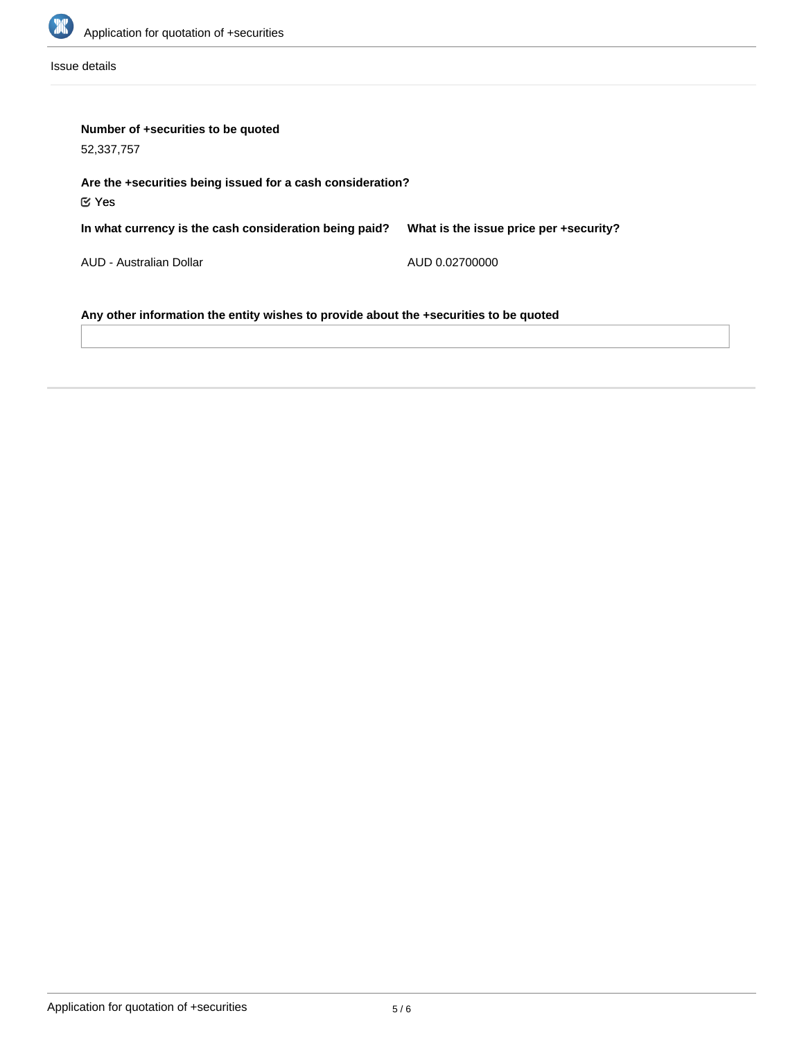Issue details

**Number of +securities to be quoted**

52,337,757

**Are the +securities being issued for a cash consideration?**

☑ Yes

| In what currency is the cash consideration being paid? | What is the issue price per +security? |
| --- | --- |
| AUD - Australian Dollar | AUD 0.02700000 |

**Any other information the entity wishes to provide about the +securities to be quoted**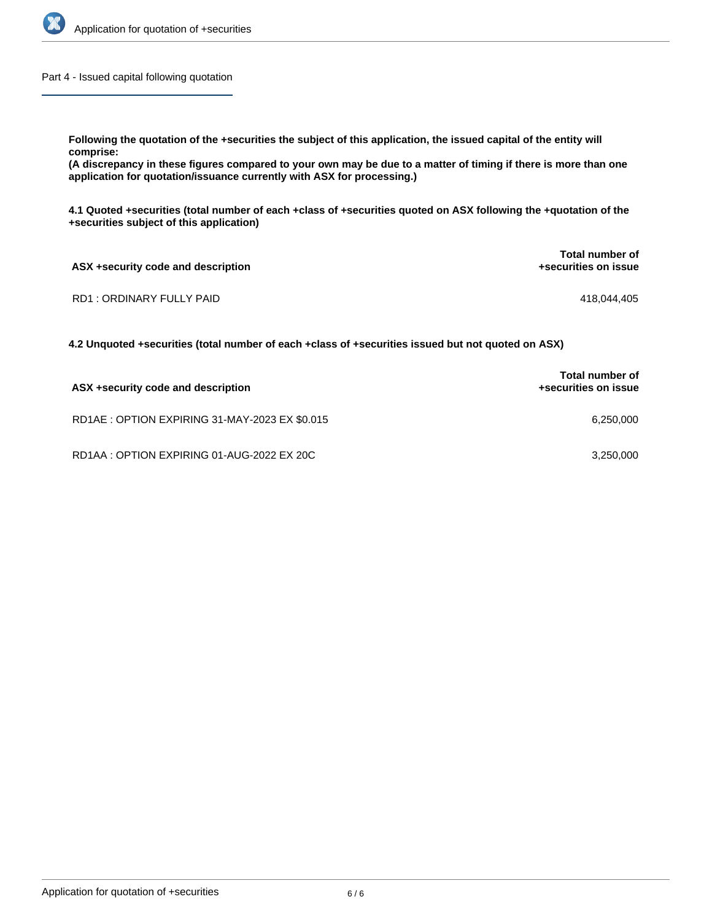## Part 4 - Issued capital following quotation

**Following the quotation of the +securities the subject of this application, the issued capital of the entity will comprise:**
**(A discrepancy in these figures compared to your own may be due to a matter of timing if there is more than one application for quotation/issuance currently with ASX for processing.)**

**4.1 Quoted +securities (total number of each +class of +securities quoted on ASX following the +quotation of the +securities subject of this application)**

| ASX +security code and description | Total number of +securities on issue |
|---|---|
| RD1 : ORDINARY FULLY PAID | 418,044,405 |

**4.2 Unquoted +securities (total number of each +class of +securities issued but not quoted on ASX)**

| ASX +security code and description | Total number of +securities on issue |
|---|---|
| RD1AE : OPTION EXPIRING 31-MAY-2023 EX $0.015 | 6,250,000 |
| RD1AA : OPTION EXPIRING 01-AUG-2022 EX 20C | 3,250,000 |